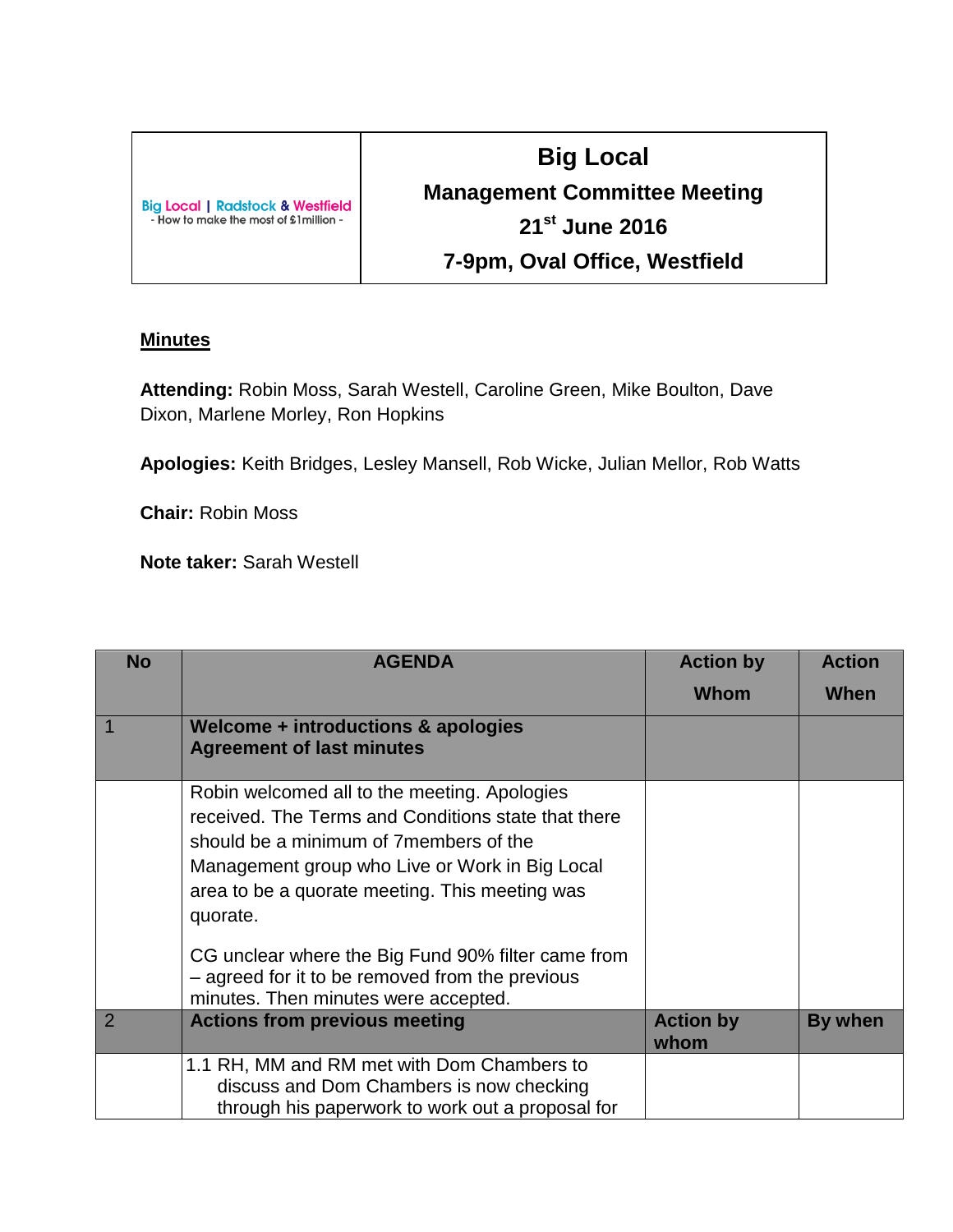| Big Local \| Radstock & Westfield - How to make the most of £1million - | **Big Local** **Management Committee Meeting** **21st June 2016** **7-9pm, Oval Office, Westfield** |
| --- | --- |

## Minutes

**Attending:** Robin Moss, Sarah Westell, Caroline Green, Mike Boulton, Dave Dixon, Marlene Morley, Ron Hopkins

**Apologies:** Keith Bridges, Lesley Mansell, Rob Wicke, Julian Mellor, Rob Watts

**Chair:** Robin Moss

**Note taker:** Sarah Westell

| No | AGENDA | Action by Whom | Action When |
| --- | --- | --- | --- |
| 1 | **Welcome + introductions & apologies** **Agreement of last minutes** | | |
| | Robin welcomed all to the meeting. Apologies received. The Terms and Conditions state that there should be a minimum of 7members of the Management group who Live or Work in Big Local area to be a quorate meeting. This meeting was quorate. CG unclear where the Big Fund 90% filter came from – agreed for it to be removed from the previous minutes. Then minutes were accepted. | | |
| 2 | **Actions from previous meeting** | **Action by whom** | **By when** |
| | 1.1 RH, MM and RM met with Dom Chambers to discuss and Dom Chambers is now checking through his paperwork to work out a proposal for | | |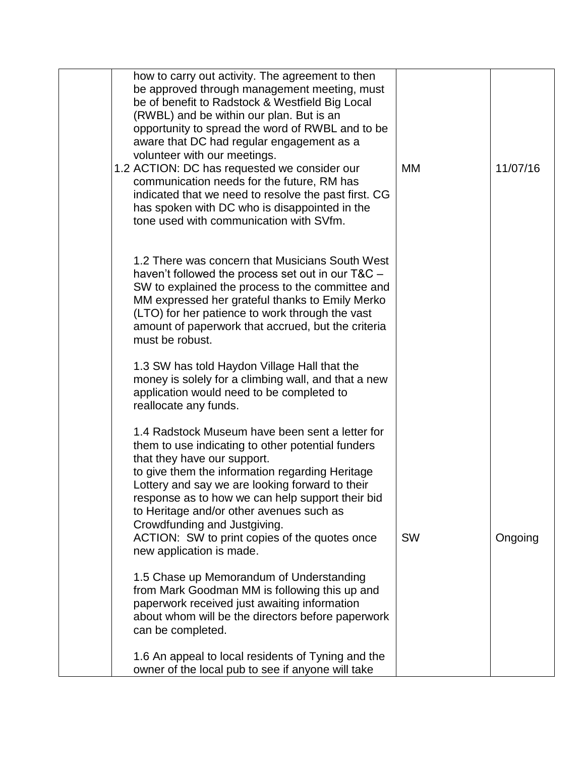| | | | |
|---|---|---|---|
| | how to carry out activity. The agreement to then be approved through management meeting, must be of benefit to Radstock & Westfield Big Local (RWBL) and be within our plan. But is an opportunity to spread the word of RWBL and to be aware that DC had regular engagement as a volunteer with our meetings.<br>1.2 ACTION: DC has requested we consider our communication needs for the future, RM has indicated that we need to resolve the past first. CG has spoken with DC who is disappointed in the tone used with communication with SVfm. | MM | 11/07/16 |
| | 1.2 There was concern that Musicians South West haven't followed the process set out in our T&C – SW to explained the process to the committee and MM expressed her grateful thanks to Emily Merko (LTO) for her patience to work through the vast amount of paperwork that accrued, but the criteria must be robust.<br><br>1.3 SW has told Haydon Village Hall that the money is solely for a climbing wall, and that a new application would need to be completed to reallocate any funds.<br><br>1.4 Radstock Museum have been sent a letter for them to use indicating to other potential funders that they have our support.<br>to give them the information regarding Heritage Lottery and say we are looking forward to their response as to how we can help support their bid to Heritage and/or other avenues such as Crowdfunding and Justgiving.<br>ACTION: SW to print copies of the quotes once new application is made. | SW | Ongoing |
| | 1.5 Chase up Memorandum of Understanding from Mark Goodman MM is following this up and paperwork received just awaiting information about whom will be the directors before paperwork can be completed.<br><br>1.6 An appeal to local residents of Tyning and the owner of the local pub to see if anyone will take | | |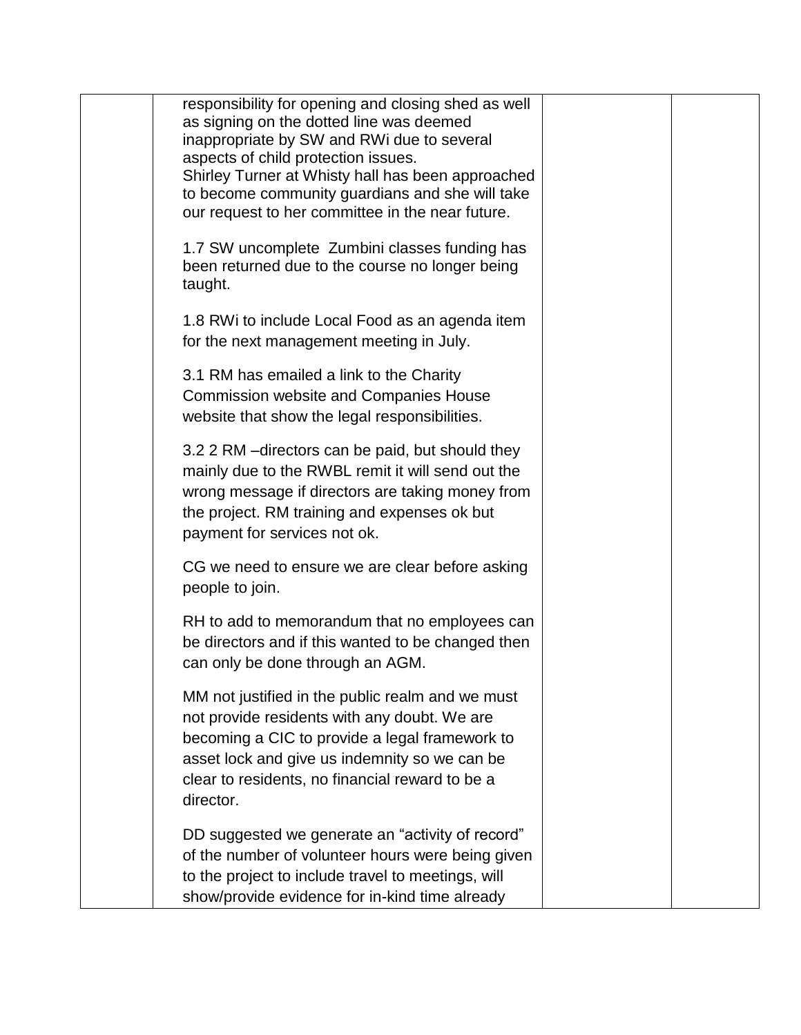| | | | |
|---|---|---|---|
| | responsibility for opening and closing shed as well as signing on the dotted line was deemed inappropriate by SW and RWi due to several aspects of child protection issues.<br>Shirley Turner at Whisty hall has been approached to become community guardians and she will take our request to her committee in the near future.<br><br>1.7 SW uncomplete Zumbini classes funding has been returned due to the course no longer being taught.<br><br>1.8 RWi to include Local Food as an agenda item for the next management meeting in July.<br><br>3.1 RM has emailed a link to the Charity Commission website and Companies House website that show the legal responsibilities.<br><br>3.2 2 RM –directors can be paid, but should they mainly due to the RWBL remit it will send out the wrong message if directors are taking money from the project. RM training and expenses ok but payment for services not ok.<br><br>CG we need to ensure we are clear before asking people to join.<br><br>RH to add to memorandum that no employees can be directors and if this wanted to be changed then can only be done through an AGM.<br><br>MM not justified in the public realm and we must not provide residents with any doubt. We are becoming a CIC to provide a legal framework to asset lock and give us indemnity so we can be clear to residents, no financial reward to be a director.<br><br>DD suggested we generate an "activity of record" of the number of volunteer hours were being given to the project to include travel to meetings, will show/provide evidence for in-kind time already | | |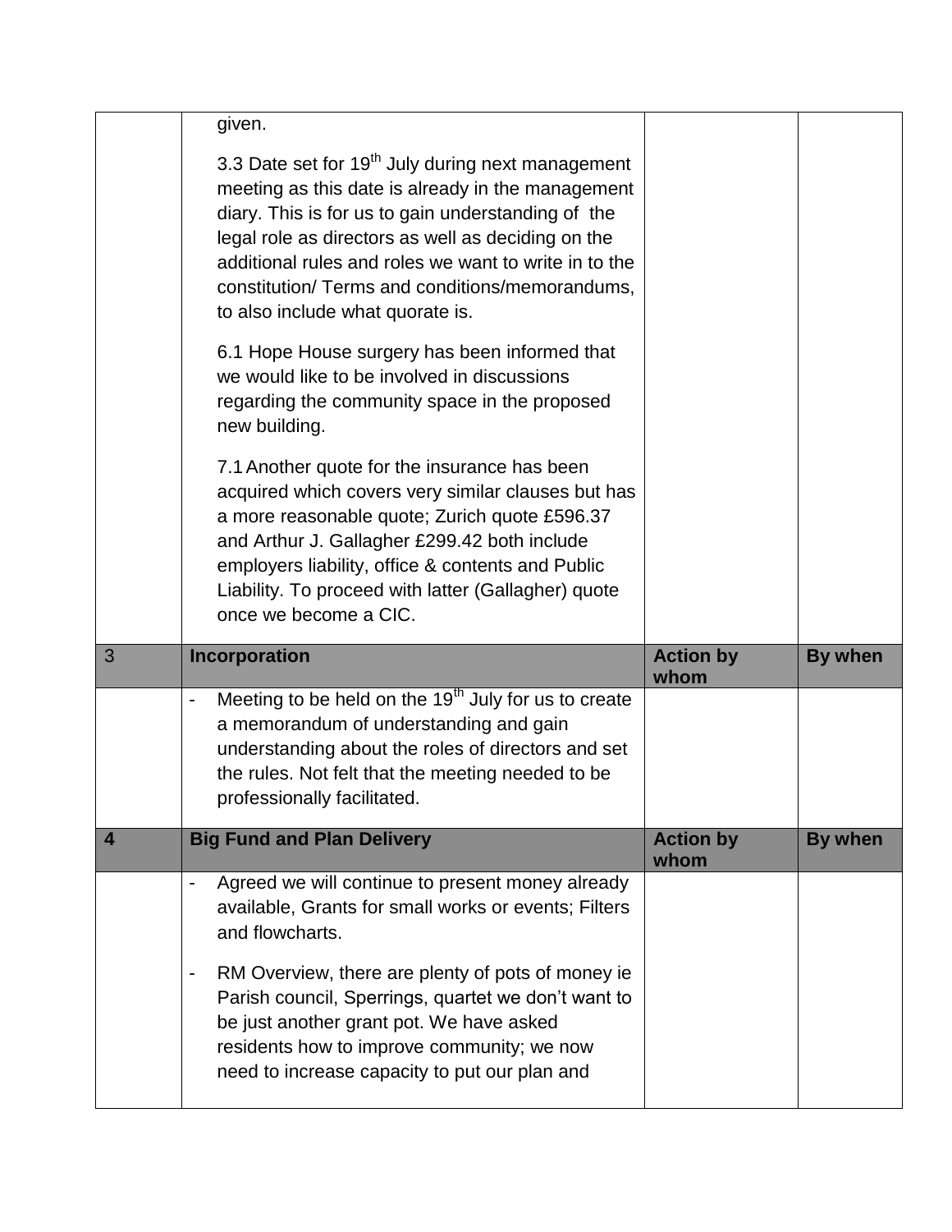| | | | |
|---|---|---|---|
| | given.<br><br>3.3 Date set for 19th July during next management meeting as this date is already in the management diary. This is for us to gain understanding of the legal role as directors as well as deciding on the additional rules and roles we want to write in to the constitution/ Terms and conditions/memorandums, to also include what quorate is.<br><br>6.1 Hope House surgery has been informed that we would like to be involved in discussions regarding the community space in the proposed new building.<br><br>7.1 Another quote for the insurance has been acquired which covers very similar clauses but has a more reasonable quote; Zurich quote £596.37 and Arthur J. Gallagher £299.42 both include employers liability, office & contents and Public Liability. To proceed with latter (Gallagher) quote once we become a CIC. | | |
| 3 | **Incorporation** | **Action by whom** | **By when** |
| | - Meeting to be held on the 19th July for us to create a memorandum of understanding and gain understanding about the roles of directors and set the rules. Not felt that the meeting needed to be professionally facilitated. | | |
| **4** | **Big Fund and Plan Delivery** | **Action by whom** | **By when** |
| | - Agreed we will continue to present money already available, Grants for small works or events; Filters and flowcharts.<br><br>- RM Overview, there are plenty of pots of money ie Parish council, Sperrings, quartet we don't want to be just another grant pot. We have asked residents how to improve community; we now need to increase capacity to put our plan and | | |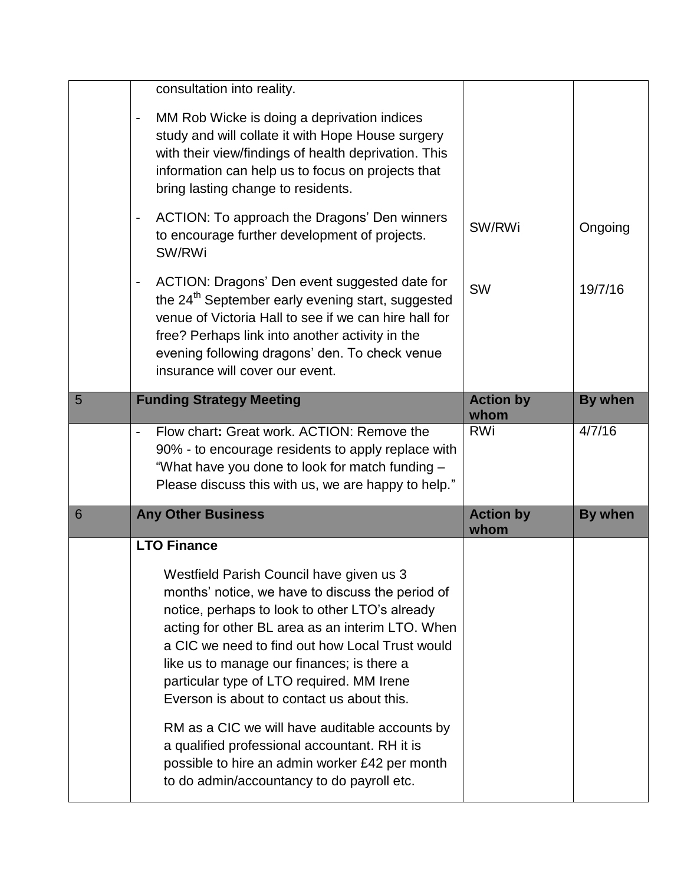| | | | |
|---|---|---|---|
| | consultation into reality.<br><br>- MM Rob Wicke is doing a deprivation indices study and will collate it with Hope House surgery with their view/findings of health deprivation. This information can help us to focus on projects that bring lasting change to residents.<br><br>- ACTION: To approach the Dragons' Den winners to encourage further development of projects. SW/RWi<br><br>- ACTION: Dragons' Den event suggested date for the 24th September early evening start, suggested venue of Victoria Hall to see if we can hire hall for free? Perhaps link into another activity in the evening following dragons' den. To check venue insurance will cover our event. | <br><br><br><br><br><br>SW/RWi<br><br><br>SW | <br><br><br><br><br><br>Ongoing<br><br><br>19/7/16 |
| 5 | **Funding Strategy Meeting** | **Action by whom** | **By when** |
| | - Flow chart**:** Great work. ACTION: Remove the 90% - to encourage residents to apply replace with "What have you done to look for match funding – Please discuss this with us, we are happy to help." | RWi | 4/7/16 |
| 6 | **Any Other Business** | **Action by whom** | **By when** |
| | **LTO Finance**<br><br>Westfield Parish Council have given us 3 months' notice, we have to discuss the period of notice, perhaps to look to other LTO's already acting for other BL area as an interim LTO. When a CIC we need to find out how Local Trust would like us to manage our finances; is there a particular type of LTO required. MM Irene Everson is about to contact us about this.<br><br>RM as a CIC we will have auditable accounts by a qualified professional accountant. RH it is possible to hire an admin worker £42 per month to do admin/accountancy to do payroll etc. | | |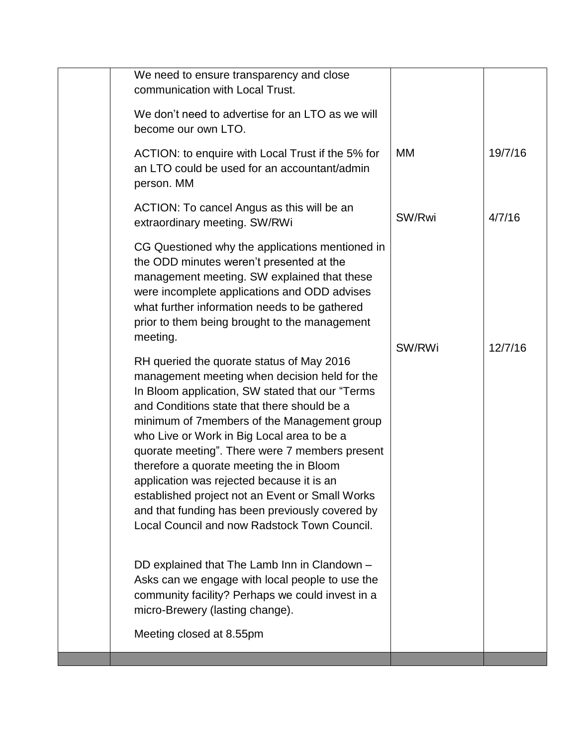|  | We need to ensure transparency and close communication with Local Trust.<br><br>We don't need to advertise for an LTO as we will become our own LTO. |  |  |
|---|---|---|---|
|  | ACTION: to enquire with Local Trust if the 5% for an LTO could be used for an accountant/admin person. MM | MM | 19/7/16 |
|  | ACTION: To cancel Angus as this will be an extraordinary meeting. SW/RWi | SW/Rwi | 4/7/16 |
|  | CG Questioned why the applications mentioned in the ODD minutes weren't presented at the management meeting. SW explained that these were incomplete applications and ODD advises what further information needs to be gathered prior to them being brought to the management meeting.<br><br>RH queried the quorate status of May 2016 management meeting when decision held for the In Bloom application, SW stated that our "Terms and Conditions state that there should be a minimum of 7members of the Management group who Live or Work in Big Local area to be a quorate meeting". There were 7 members present therefore a quorate meeting the in Bloom application was rejected because it is an established project not an Event or Small Works and that funding has been previously covered by Local Council and now Radstock Town Council. | SW/RWi | 12/7/16 |
|  | DD explained that The Lamb Inn in Clandown – Asks can we engage with local people to use the community facility? Perhaps we could invest in a micro-Brewery (lasting change).<br><br>Meeting closed at 8.55pm |  |  |
|  |  |  |  |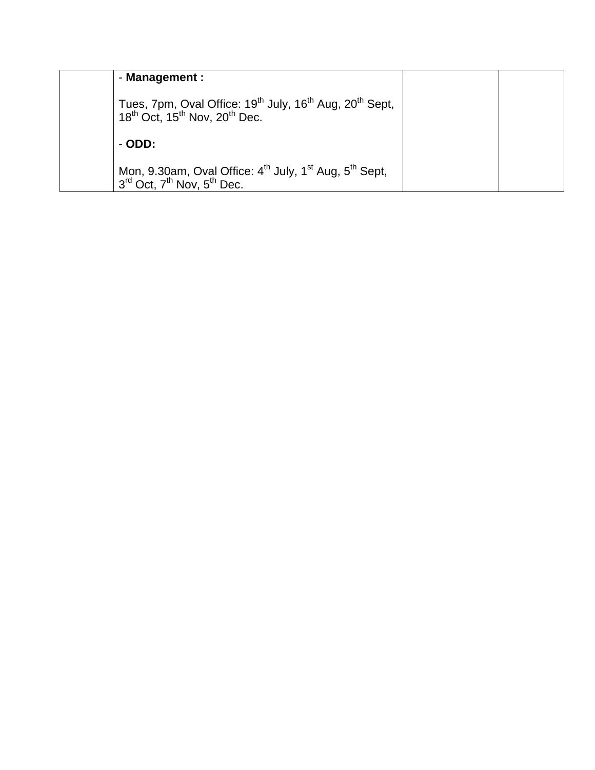| | | | |
|---|---|---|---|
| | - **Management :**<br><br>Tues, 7pm, Oval Office: 19th July, 16th Aug, 20th Sept, 18th Oct, 15th Nov, 20th Dec.<br><br>- **ODD:**<br><br>Mon, 9.30am, Oval Office: 4th July, 1st Aug, 5th Sept, 3rd Oct, 7th Nov, 5th Dec. | | |